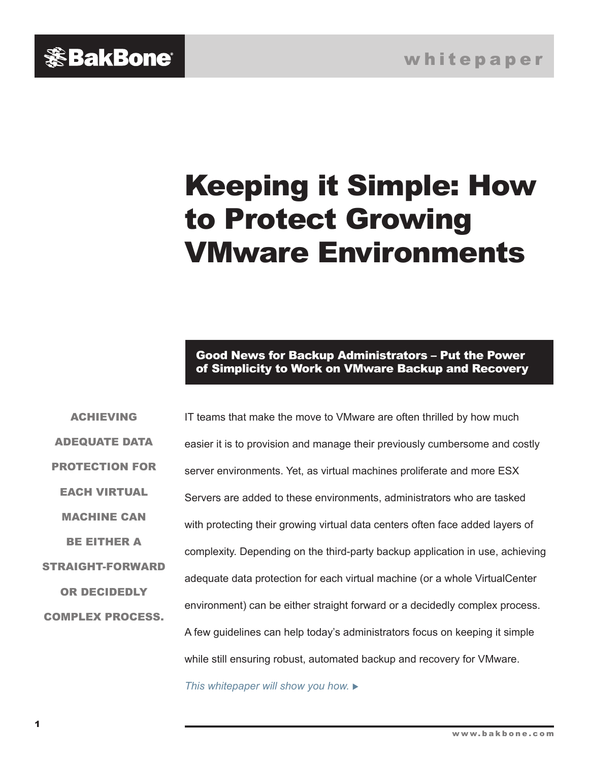BakBone

whitepaper

# Keeping it Simple: How to Protect Growing VMware Environments

## Good News for Backup Administrators – Put the Power of Simplicity to Work on VMware Backup and Recovery

**ACHIEVING ADEQUATE DATA PROTECTION FOR EACH VIRTUAL MACHINE CAN BE EITHER A STRAIGHT-FORWARD OR DECIDEDLY COMPLEX PROCESS.**

IT teams that make the move to VMware are often thrilled by how much easier it is to provision and manage their previously cumbersome and costly server environments. Yet, as virtual machines proliferate and more ESX Servers are added to these environments, administrators who are tasked with protecting their growing virtual data centers often face added layers of complexity. Depending on the third-party backup application in use, achieving adequate data protection for each virtual machine (or a whole VirtualCenter environment) can be either straight forward or a decidedly complex process. A few guidelines can help today's administrators focus on keeping it simple while still ensuring robust, automated backup and recovery for VMware.

*This whitepaper will show you how.* ▶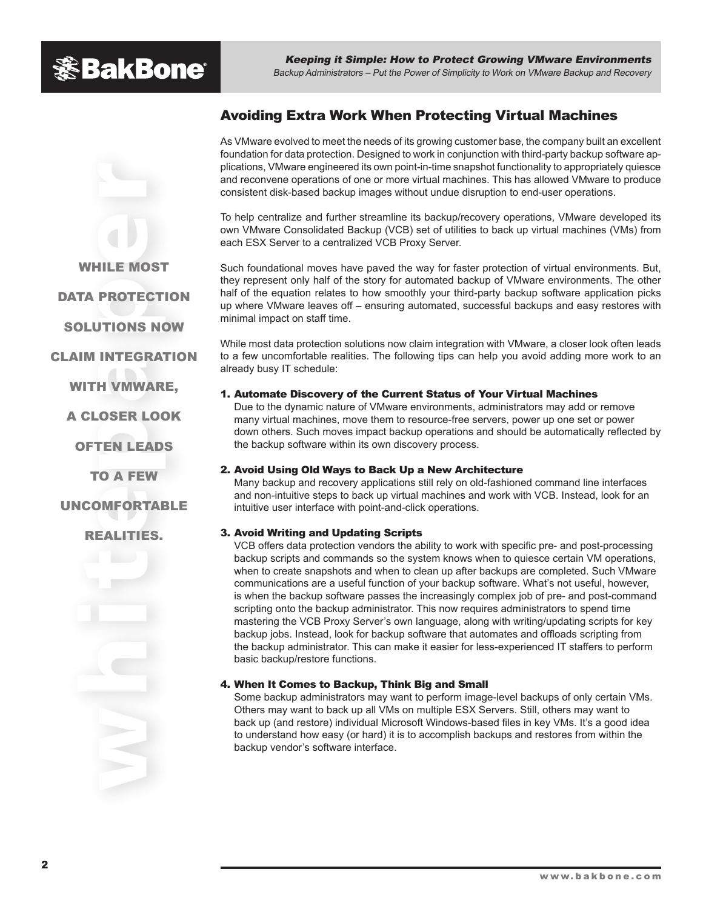## Avoiding Extra Work When Protecting Virtual Machines

As VMware evolved to meet the needs of its growing customer base, the company built an excellent foundation for data protection. Designed to work in conjunction with third-party backup software applications, VMware engineered its own point-in-time snapshot functionality to appropriately quiesce and reconvene operations of one or more virtual machines. This has allowed VMware to produce consistent disk-based backup images without undue disruption to end-user operations.

To help centralize and further streamline its backup/recovery operations, VMware developed its own VMware Consolidated Backup (VCB) set of utilities to back up virtual machines (VMs) from each ESX Server to a centralized VCB Proxy Server.

Such foundational moves have paved the way for faster protection of virtual environments. But, they represent only half of the story for automated backup of VMware environments. The other half of the equation relates to how smoothly your third-party backup software application picks up where VMware leaves off – ensuring automated, successful backups and easy restores with minimal impact on staff time.

**WHILE MOST DATA PROTECTION SOLUTIONS NOW CLAIM INTEGRATION WITH VMWARE, A CLOSER LOOK OFTEN LEADS TO A FEW UNCOMFORTABLE REALITIES.**

While most data protection solutions now claim integration with VMware, a closer look often leads to a few uncomfortable realities. The following tips can help you avoid adding more work to an already busy IT schedule:

1. **Automate Discovery of the Current Status of Your Virtual Machines**
   Due to the dynamic nature of VMware environments, administrators may add or remove many virtual machines, move them to resource-free servers, power up one set or power down others. Such moves impact backup operations and should be automatically reflected by the backup software within its own discovery process.

2. **Avoid Using Old Ways to Back Up a New Architecture**
   Many backup and recovery applications still rely on old-fashioned command line interfaces and non-intuitive steps to back up virtual machines and work with VCB. Instead, look for an intuitive user interface with point-and-click operations.

3. **Avoid Writing and Updating Scripts**
   VCB offers data protection vendors the ability to work with specific pre- and post-processing backup scripts and commands so the system knows when to quiesce certain VM operations, when to create snapshots and when to clean up after backups are completed. Such VMware communications are a useful function of your backup software. What's not useful, however, is when the backup software passes the increasingly complex job of pre- and post-command scripting onto the backup administrator. This now requires administrators to spend time mastering the VCB Proxy Server's own language, along with writing/updating scripts for key backup jobs. Instead, look for backup software that automates and offloads scripting from the backup administrator. This can make it easier for less-experienced IT staffers to perform basic backup/restore functions.

4. **When It Comes to Backup, Think Big and Small**
   Some backup administrators may want to perform image-level backups of only certain VMs. Others may want to back up all VMs on multiple ESX Servers. Still, others may want to back up (and restore) individual Microsoft Windows-based files in key VMs. It's a good idea to understand how easy (or hard) it is to accomplish backups and restores from within the backup vendor's software interface.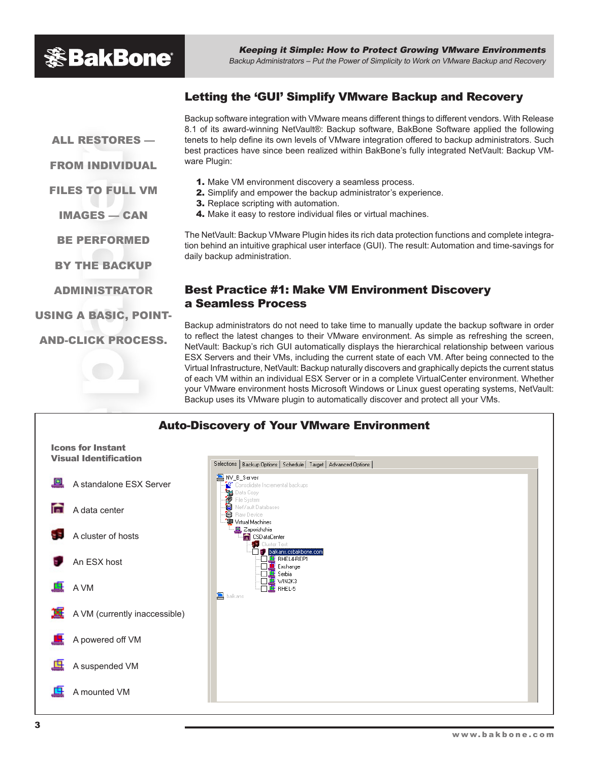## Letting the 'GUI' Simplify VMware Backup and Recovery

Backup software integration with VMware means different things to different vendors. With Release 8.1 of its award-winning NetVault®: Backup software, BakBone Software applied the following tenets to help define its own levels of VMware integration offered to backup administrators. Such best practices have since been realized within BakBone's fully integrated NetVault: Backup VMware Plugin:

1. Make VM environment discovery a seamless process.
2. Simplify and empower the backup administrator's experience.
3. Replace scripting with automation.
4. Make it easy to restore individual files or virtual machines.

The NetVault: Backup VMware Plugin hides its rich data protection functions and complete integration behind an intuitive graphical user interface (GUI). The result: Automation and time-savings for daily backup administration.

**ALL RESTORES — FROM INDIVIDUAL FILES TO FULL VM IMAGES — CAN BE PERFORMED BY THE BACKUP ADMINISTRATOR USING A BASIC, POINT-AND-CLICK PROCESS.**

## Best Practice #1: Make VM Environment Discovery a Seamless Process

Backup administrators do not need to take time to manually update the backup software in order to reflect the latest changes to their VMware environment. As simple as refreshing the screen, NetVault: Backup's rich GUI automatically displays the hierarchical relationship between various ESX Servers and their VMs, including the current state of each VM. After being connected to the Virtual Infrastructure, NetVault: Backup naturally discovers and graphically depicts the current status of each VM within an individual ESX Server or in a complete VirtualCenter environment. Whether your VMware environment hosts Microsoft Windows or Linux guest operating systems, NetVault: Backup uses its VMware plugin to automatically discover and protect all your VMs.

### Auto-Discovery of Your VMware Environment

**Icons for Instant Visual Identification**

- A standalone ESX Server
- A data center
- A cluster of hosts
- An ESX host
- A VM
- A VM (currently inaccessible)
- A powered off VM
- A suspended VM
- A mounted VM

Selections | Backup Options | Schedule | Target | Advanced Options

- NV_B_Server
  - Consolidate Incremental backups
  - Data Copy
  - File System
  - NetVault Databases
  - Raw Device
  - Virtual Machines
    - Zaporizhzhia
      - CSDataCenter
        - Cluster Test
        - bakans.csbakbone.com
          - RHEL4-REP1
          - Exchange
          - Serbia
          - WIN2K3
          - RHEL-5
- bakans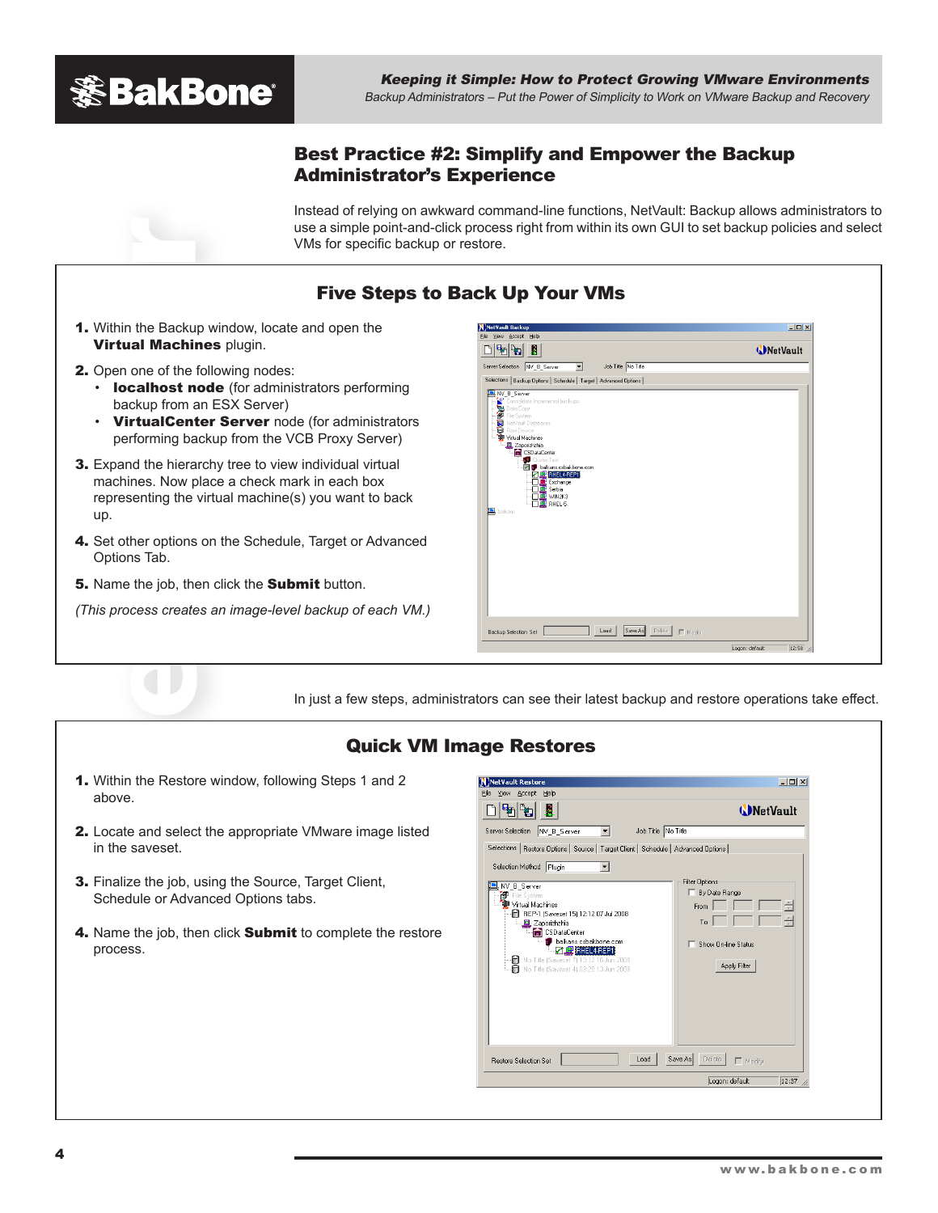## Best Practice #2: Simplify and Empower the Backup Administrator's Experience

Instead of relying on awkward command-line functions, NetVault: Backup allows administrators to use a simple point-and-click process right from within its own GUI to set backup policies and select VMs for specific backup or restore.

### Five Steps to Back Up Your VMs

1. Within the Backup window, locate and open the **Virtual Machines** plugin.
2. Open one of the following nodes:
   - **localhost node** (for administrators performing backup from an ESX Server)
   - **VirtualCenter Server** node (for administrators performing backup from the VCB Proxy Server)
3. Expand the hierarchy tree to view individual virtual machines. Now place a check mark in each box representing the virtual machine(s) you want to back up.
4. Set other options on the Schedule, Target or Advanced Options Tab.
5. Name the job, then click the **Submit** button.

*(This process creates an image-level backup of each VM.)*

In just a few steps, administrators can see their latest backup and restore operations take effect.

### Quick VM Image Restores

1. Within the Restore window, following Steps 1 and 2 above.
2. Locate and select the appropriate VMware image listed in the saveset.
3. Finalize the job, using the Source, Target Client, Schedule or Advanced Options tabs.
4. Name the job, then click **Submit** to complete the restore process.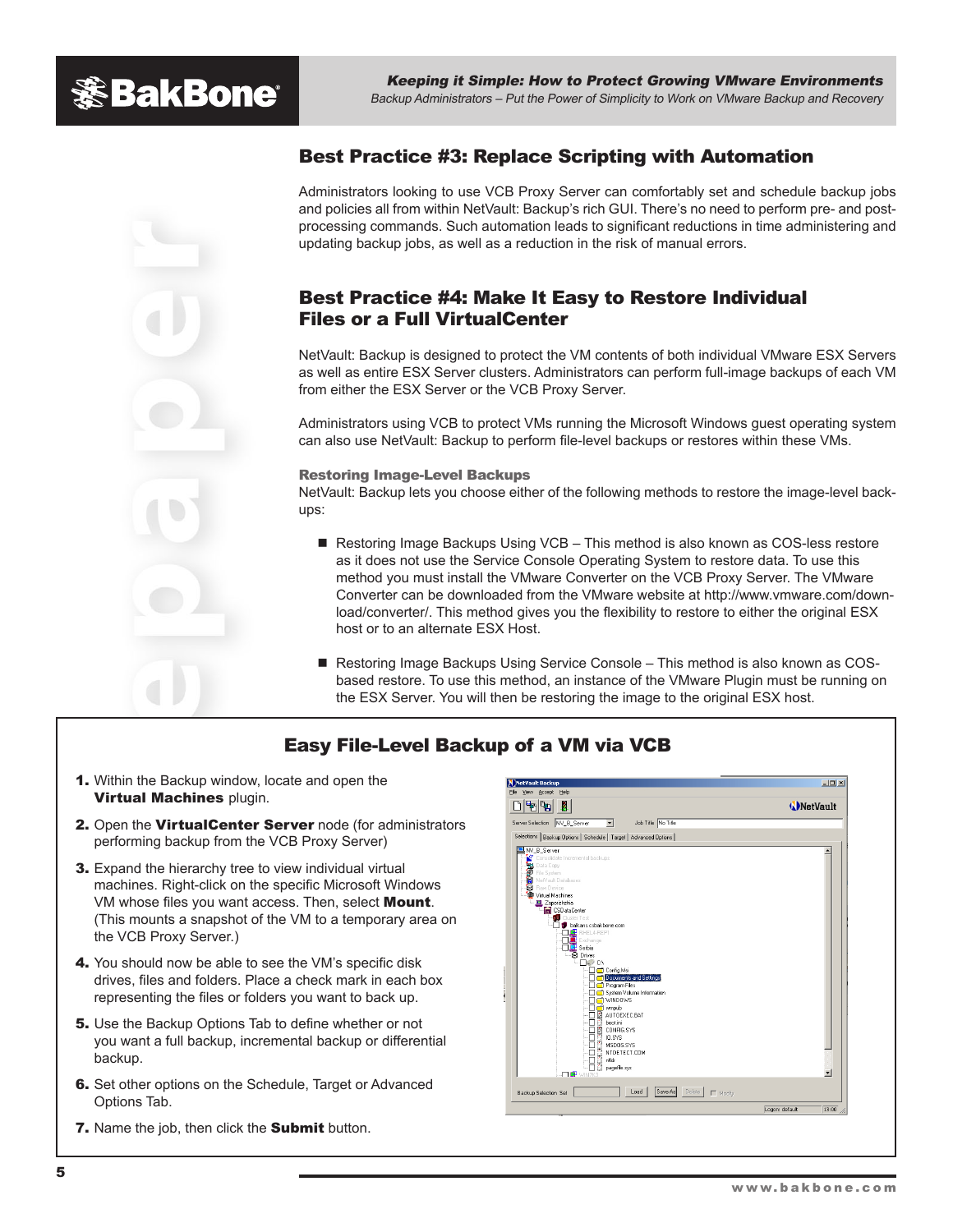## Best Practice #3: Replace Scripting with Automation

Administrators looking to use VCB Proxy Server can comfortably set and schedule backup jobs and policies all from within NetVault: Backup's rich GUI. There's no need to perform pre- and post-processing commands. Such automation leads to significant reductions in time administering and updating backup jobs, as well as a reduction in the risk of manual errors.

## Best Practice #4: Make It Easy to Restore Individual Files or a Full VirtualCenter

NetVault: Backup is designed to protect the VM contents of both individual VMware ESX Servers as well as entire ESX Server clusters. Administrators can perform full-image backups of each VM from either the ESX Server or the VCB Proxy Server.

Administrators using VCB to protect VMs running the Microsoft Windows guest operating system can also use NetVault: Backup to perform file-level backups or restores within these VMs.

### Restoring Image-Level Backups

NetVault: Backup lets you choose either of the following methods to restore the image-level backups:

- Restoring Image Backups Using VCB – This method is also known as COS-less restore as it does not use the Service Console Operating System to restore data. To use this method you must install the VMware Converter on the VCB Proxy Server. The VMware Converter can be downloaded from the VMware website at http://www.vmware.com/download/converter/. This method gives you the flexibility to restore to either the original ESX host or to an alternate ESX Host.
- Restoring Image Backups Using Service Console – This method is also known as COS-based restore. To use this method, an instance of the VMware Plugin must be running on the ESX Server. You will then be restoring the image to the original ESX host.

## Easy File-Level Backup of a VM via VCB

1. Within the Backup window, locate and open the **Virtual Machines** plugin.
2. Open the **VirtualCenter Server** node (for administrators performing backup from the VCB Proxy Server)
3. Expand the hierarchy tree to view individual virtual machines. Right-click on the specific Microsoft Windows VM whose files you want access. Then, select **Mount**. (This mounts a snapshot of the VM to a temporary area on the VCB Proxy Server.)
4. You should now be able to see the VM's specific disk drives, files and folders. Place a check mark in each box representing the files or folders you want to back up.
5. Use the Backup Options Tab to define whether or not you want a full backup, incremental backup or differential backup.
6. Set other options on the Schedule, Target or Advanced Options Tab.
7. Name the job, then click the **Submit** button.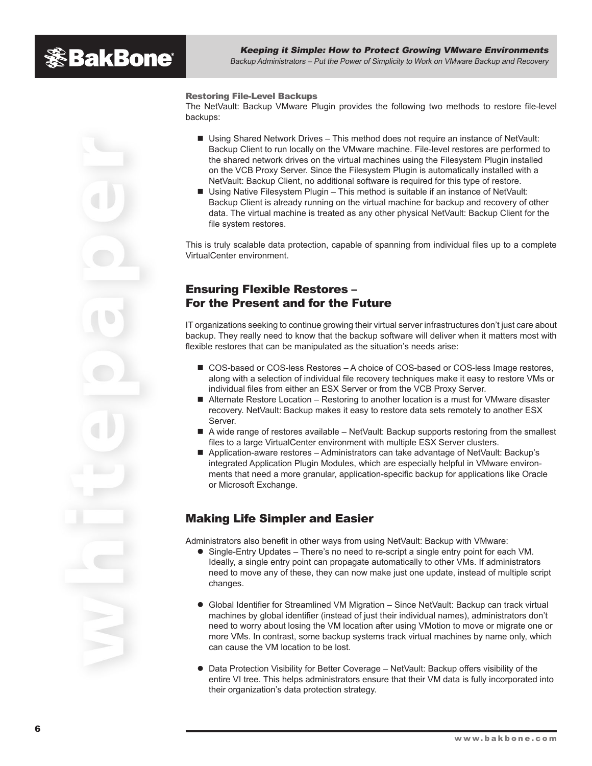### Restoring File-Level Backups

The NetVault: Backup VMware Plugin provides the following two methods to restore file-level backups:

- Using Shared Network Drives – This method does not require an instance of NetVault: Backup Client to run locally on the VMware machine. File-level restores are performed to the shared network drives on the virtual machines using the Filesystem Plugin installed on the VCB Proxy Server. Since the Filesystem Plugin is automatically installed with a NetVault: Backup Client, no additional software is required for this type of restore.
- Using Native Filesystem Plugin – This method is suitable if an instance of NetVault: Backup Client is already running on the virtual machine for backup and recovery of other data. The virtual machine is treated as any other physical NetVault: Backup Client for the file system restores.

This is truly scalable data protection, capable of spanning from individual files up to a complete VirtualCenter environment.

## Ensuring Flexible Restores – For the Present and for the Future

IT organizations seeking to continue growing their virtual server infrastructures don't just care about backup. They really need to know that the backup software will deliver when it matters most with flexible restores that can be manipulated as the situation's needs arise:

- COS-based or COS-less Restores – A choice of COS-based or COS-less Image restores, along with a selection of individual file recovery techniques make it easy to restore VMs or individual files from either an ESX Server or from the VCB Proxy Server.
- Alternate Restore Location – Restoring to another location is a must for VMware disaster recovery. NetVault: Backup makes it easy to restore data sets remotely to another ESX Server.
- A wide range of restores available – NetVault: Backup supports restoring from the smallest files to a large VirtualCenter environment with multiple ESX Server clusters.
- Application-aware restores – Administrators can take advantage of NetVault: Backup's integrated Application Plugin Modules, which are especially helpful in VMware environments that need a more granular, application-specific backup for applications like Oracle or Microsoft Exchange.

## Making Life Simpler and Easier

Administrators also benefit in other ways from using NetVault: Backup with VMware:

- Single-Entry Updates – There's no need to re-script a single entry point for each VM. Ideally, a single entry point can propagate automatically to other VMs. If administrators need to move any of these, they can now make just one update, instead of multiple script changes.
- Global Identifier for Streamlined VM Migration – Since NetVault: Backup can track virtual machines by global identifier (instead of just their individual names), administrators don't need to worry about losing the VM location after using VMotion to move or migrate one or more VMs. In contrast, some backup systems track virtual machines by name only, which can cause the VM location to be lost.
- Data Protection Visibility for Better Coverage – NetVault: Backup offers visibility of the entire VI tree. This helps administrators ensure that their VM data is fully incorporated into their organization's data protection strategy.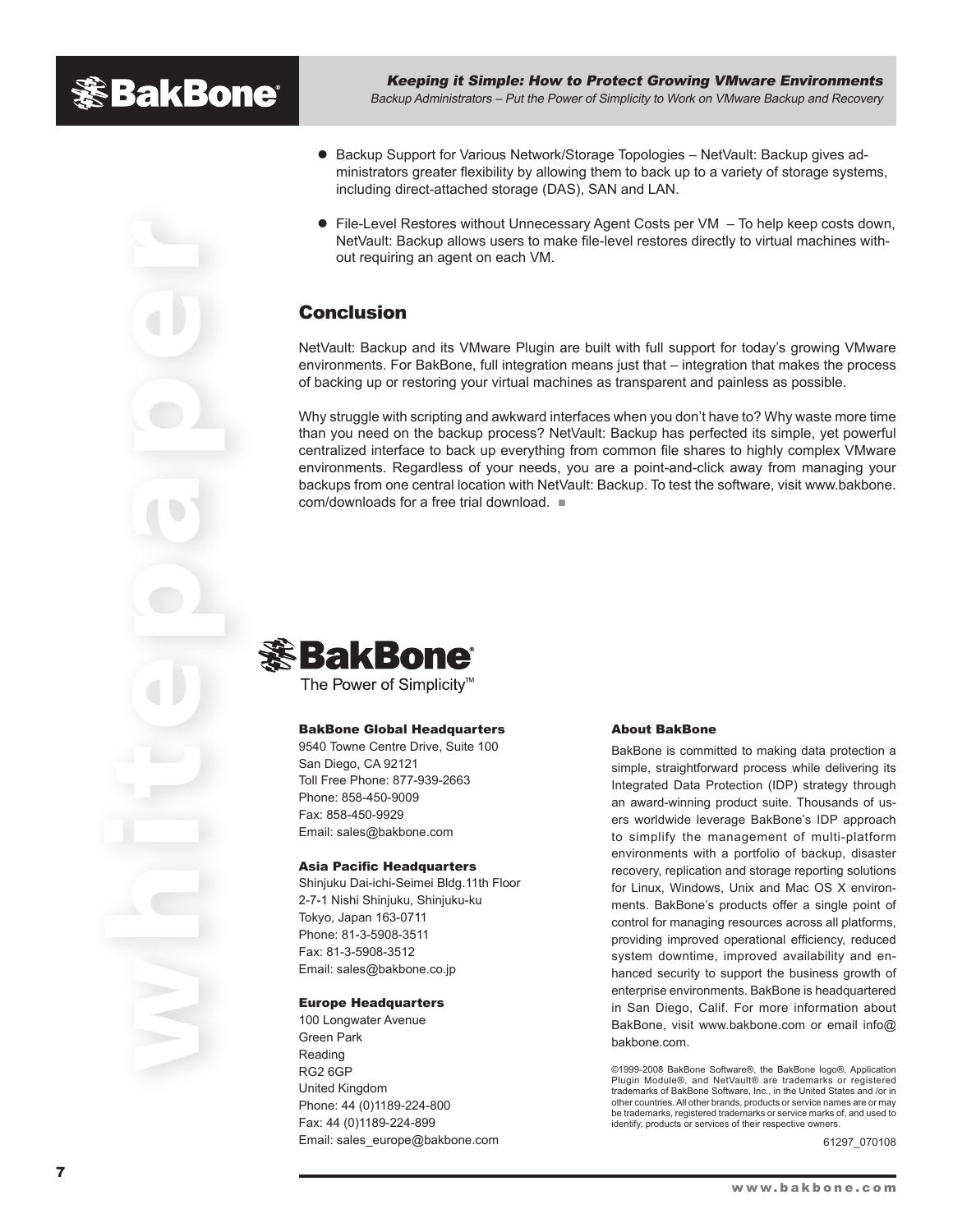- Backup Support for Various Network/Storage Topologies – NetVault: Backup gives administrators greater flexibility by allowing them to back up to a variety of storage systems, including direct-attached storage (DAS), SAN and LAN.
- File-Level Restores without Unnecessary Agent Costs per VM – To help keep costs down, NetVault: Backup allows users to make file-level restores directly to virtual machines without requiring an agent on each VM.

## Conclusion

NetVault: Backup and its VMware Plugin are built with full support for today's growing VMware environments. For BakBone, full integration means just that – integration that makes the process of backing up or restoring your virtual machines as transparent and painless as possible.

Why struggle with scripting and awkward interfaces when you don't have to? Why waste more time than you need on the backup process? NetVault: Backup has perfected its simple, yet powerful centralized interface to back up everything from common file shares to highly complex VMware environments. Regardless of your needs, you are a point-and-click away from managing your backups from one central location with NetVault: Backup. To test the software, visit www.bakbone.com/downloads for a free trial download. ■

**BakBone**

The Power of Simplicity™

**BakBone Global Headquarters**
9540 Towne Centre Drive, Suite 100
San Diego, CA 92121
Toll Free Phone: 877-939-2663
Phone: 858-450-9009
Fax: 858-450-9929
Email: sales@bakbone.com

**Asia Pacific Headquarters**
Shinjuku Dai-ichi-Seimei Bldg.11th Floor
2-7-1 Nishi Shinjuku, Shinjuku-ku
Tokyo, Japan 163-0711
Phone: 81-3-5908-3511
Fax: 81-3-5908-3512
Email: sales@bakbone.co.jp

**Europe Headquarters**
100 Longwater Avenue
Green Park
Reading
RG2 6GP
United Kingdom
Phone: 44 (0)1189-224-800
Fax: 44 (0)1189-224-899
Email: sales_europe@bakbone.com

**About BakBone**

BakBone is committed to making data protection a simple, straightforward process while delivering its Integrated Data Protection (IDP) strategy through an award-winning product suite. Thousands of users worldwide leverage BakBone's IDP approach to simplify the management of multi-platform environments with a portfolio of backup, disaster recovery, replication and storage reporting solutions for Linux, Windows, Unix and Mac OS X environments. BakBone's products offer a single point of control for managing resources across all platforms, providing improved operational efficiency, reduced system downtime, improved availability and enhanced security to support the business growth of enterprise environments. BakBone is headquartered in San Diego, Calif. For more information about BakBone, visit www.bakbone.com or email info@bakbone.com.

©1999-2008 BakBone Software®, the BakBone logo®, Application Plugin Module®, and NetVault® are trademarks or registered trademarks of BakBone Software, Inc., in the United States and /or in other countries. All other brands, products or service names are or may be trademarks, registered trademarks or service marks of, and used to identify, products or services of their respective owners.

61297_070108